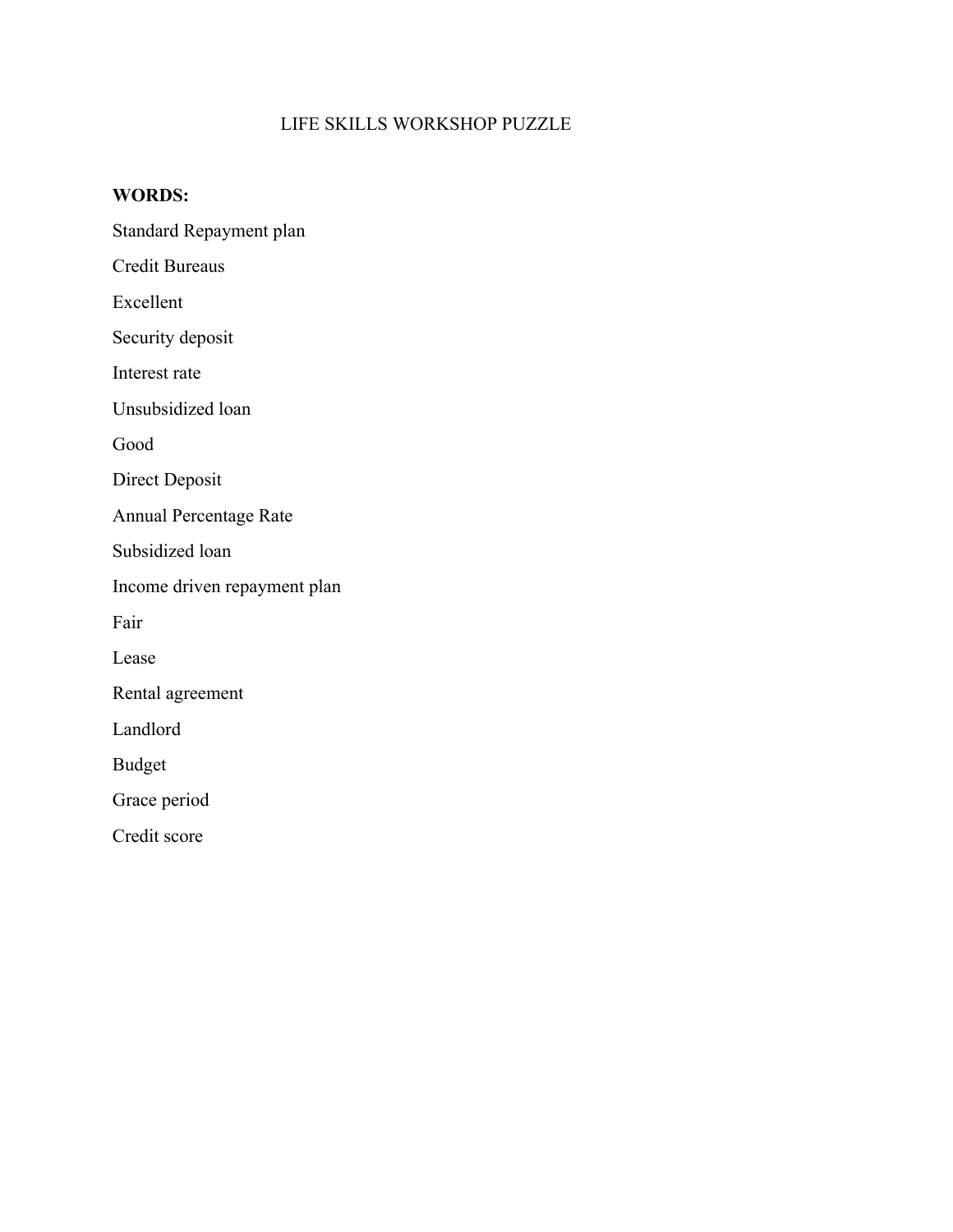# LIFE SKILLS WORKSHOP PUZZLE

**WORDS:**

Standard Repayment plan

Credit Bureaus

Excellent

Security deposit

Interest rate

Unsubsidized loan

Good

Direct Deposit

Annual Percentage Rate

Subsidized loan

Income driven repayment plan

Fair

Lease

Rental agreement

Landlord

Budget

Grace period

Credit score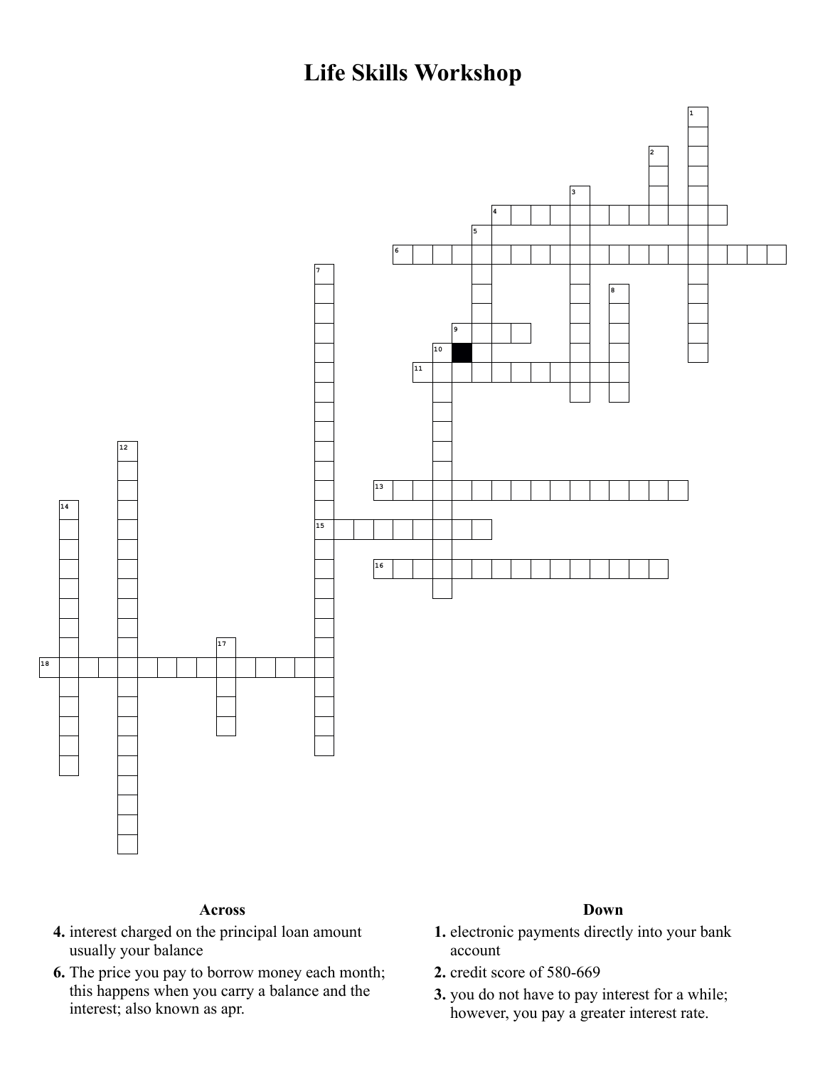# Life Skills Workshop

## Across

**4.** interest charged on the principal loan amount usually your balance

**6.** The price you pay to borrow money each month; this happens when you carry a balance and the interest; also known as apr.

## Down

**1.** electronic payments directly into your bank account

**2.** credit score of 580-669

**3.** you do not have to pay interest for a while; however, you pay a greater interest rate.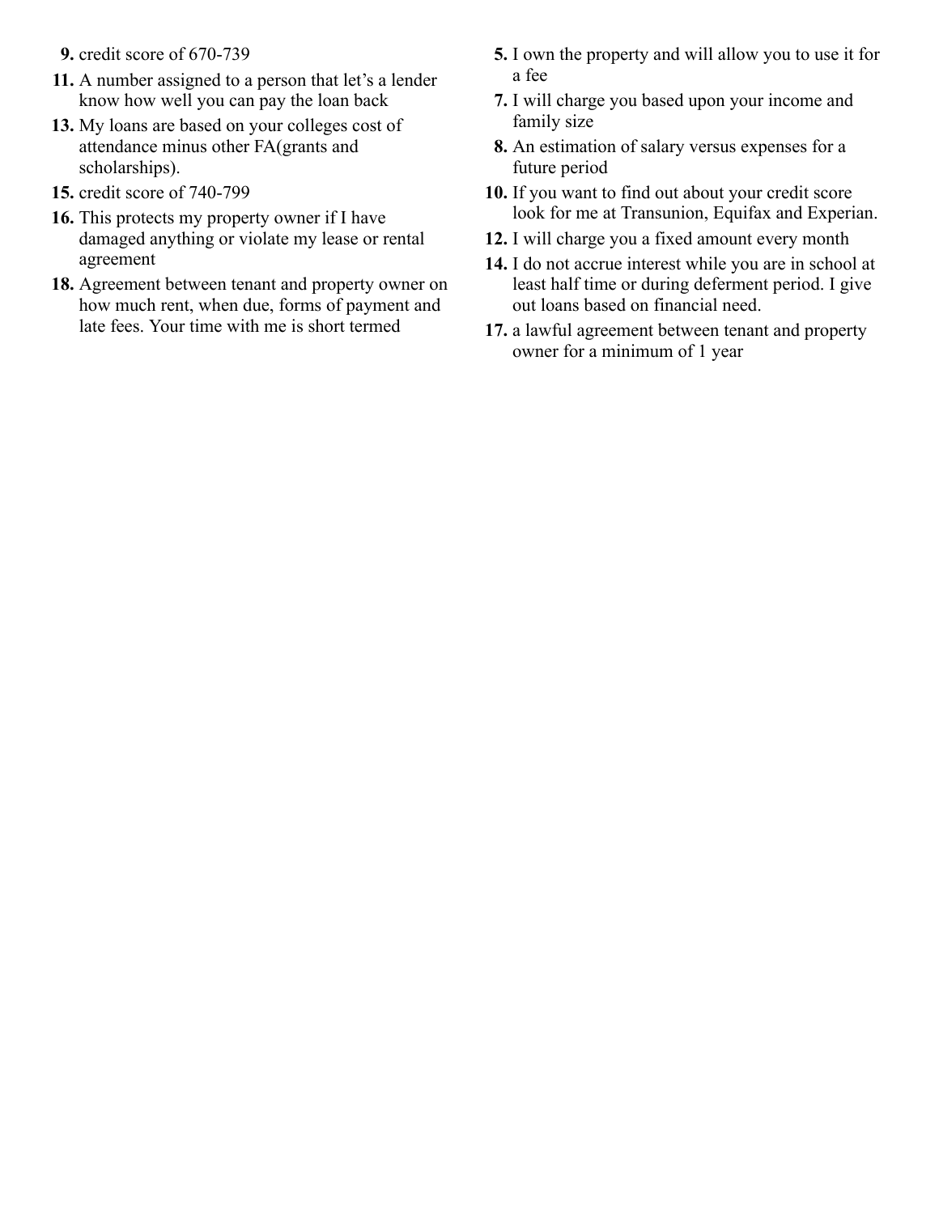9. credit score of 670-739
11. A number assigned to a person that let's a lender know how well you can pay the loan back
13. My loans are based on your colleges cost of attendance minus other FA(grants and scholarships).
15. credit score of 740-799
16. This protects my property owner if I have damaged anything or violate my lease or rental agreement
18. Agreement between tenant and property owner on how much rent, when due, forms of payment and late fees. Your time with me is short termed

5. I own the property and will allow you to use it for a fee
7. I will charge you based upon your income and family size
8. An estimation of salary versus expenses for a future period
10. If you want to find out about your credit score look for me at Transunion, Equifax and Experian.
12. I will charge you a fixed amount every month
14. I do not accrue interest while you are in school at least half time or during deferment period. I give out loans based on financial need.
17. a lawful agreement between tenant and property owner for a minimum of 1 year